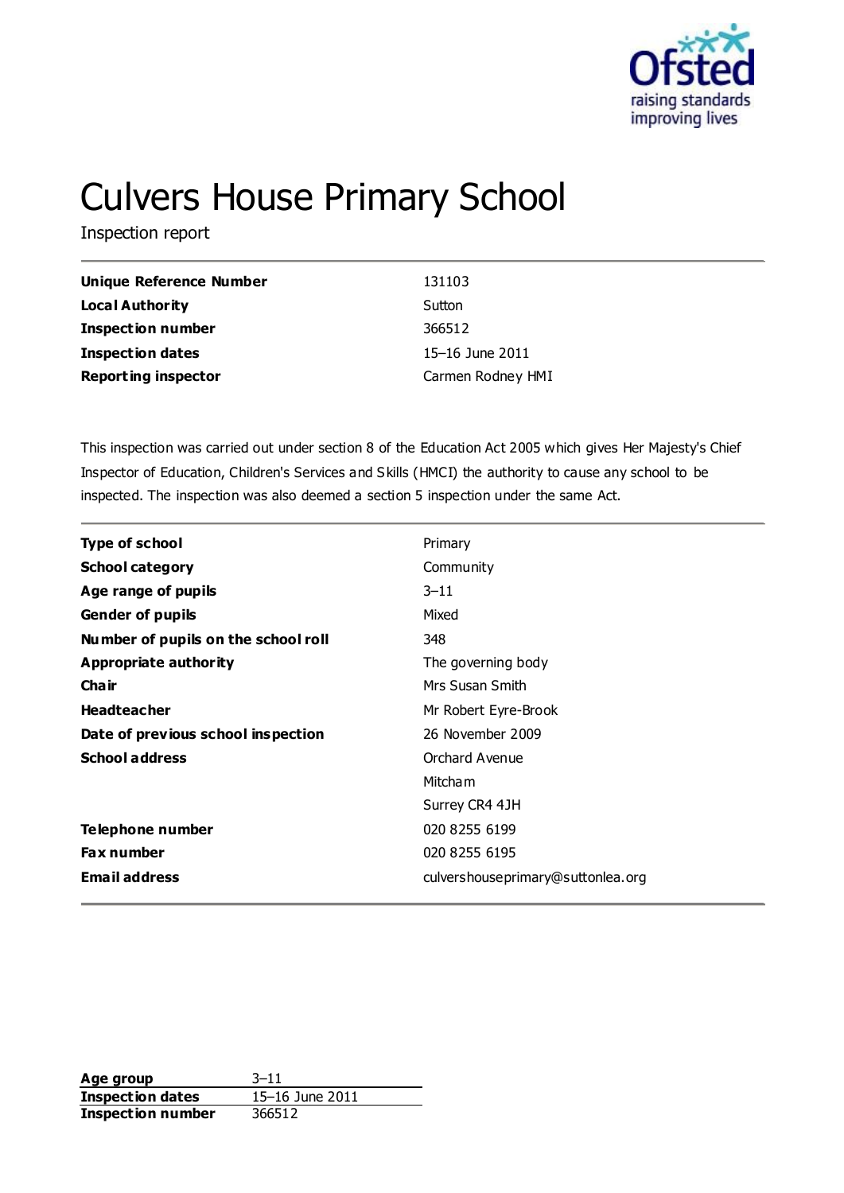# Culvers House Primary School

Inspection report

| | |
|---|---|
| **Unique Reference Number** | 131103 |
| **Local Authority** | Sutton |
| **Inspection number** | 366512 |
| **Inspection dates** | 15–16 June 2011 |
| **Reporting inspector** | Carmen Rodney HMI |

This inspection was carried out under section 8 of the Education Act 2005 which gives Her Majesty's Chief Inspector of Education, Children's Services and Skills (HMCI) the authority to cause any school to be inspected. The inspection was also deemed a section 5 inspection under the same Act.

| | |
|---|---|
| **Type of school** | Primary |
| **School category** | Community |
| **Age range of pupils** | 3–11 |
| **Gender of pupils** | Mixed |
| **Number of pupils on the school roll** | 348 |
| **Appropriate authority** | The governing body |
| **Chair** | Mrs Susan Smith |
| **Headteacher** | Mr Robert Eyre-Brook |
| **Date of previous school inspection** | 26 November 2009 |
| **School address** | Orchard Avenue<br>Mitcham<br>Surrey CR4 4JH |
| **Telephone number** | 020 8255 6199 |
| **Fax number** | 020 8255 6195 |
| **Email address** | culvershouseprimary@suttonlea.org |

| | |
|---|---|
| **Age group** | 3–11 |
| **Inspection dates** | 15–16 June 2011 |
| **Inspection number** | 366512 |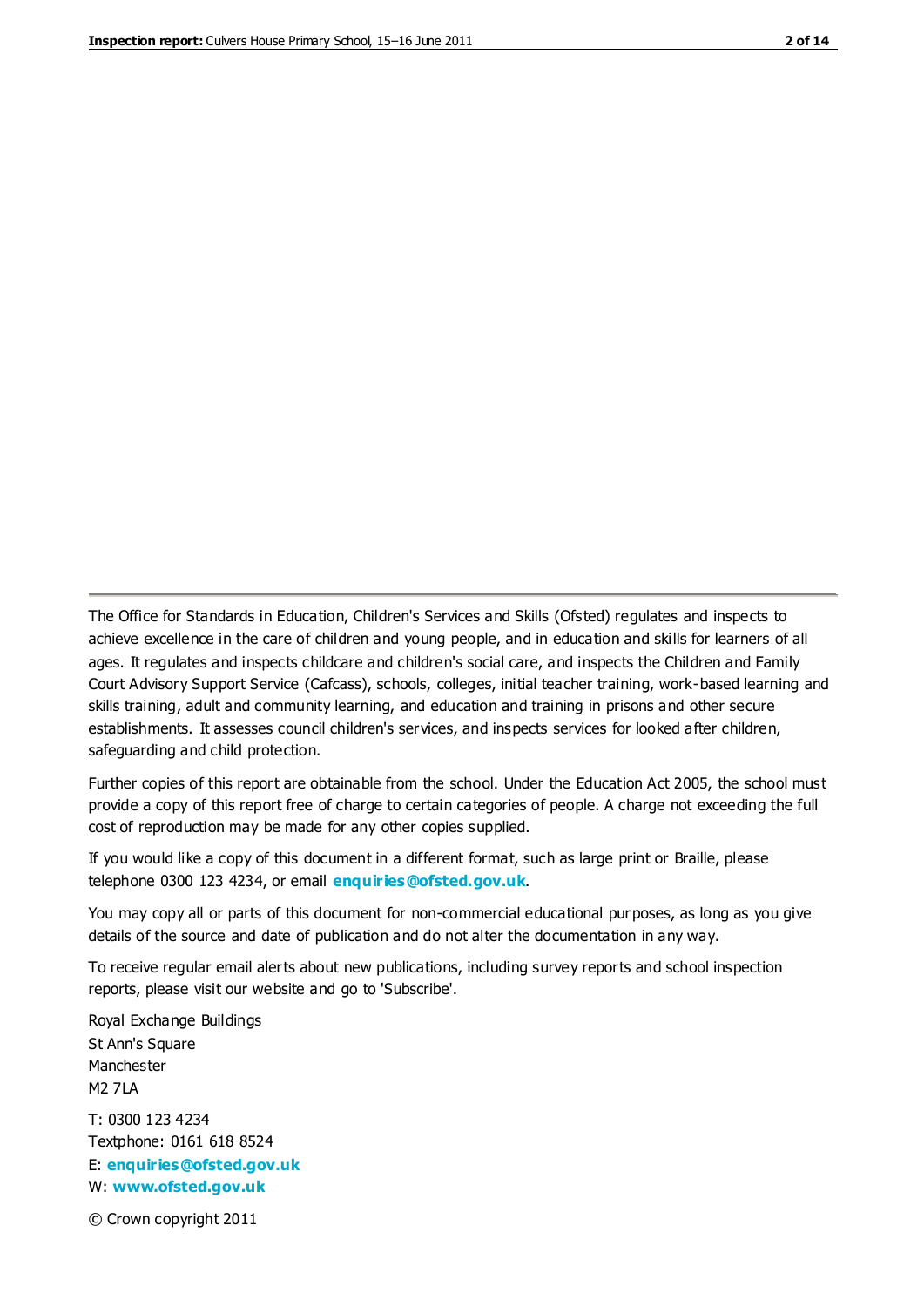The Office for Standards in Education, Children's Services and Skills (Ofsted) regulates and inspects to achieve excellence in the care of children and young people, and in education and skills for learners of all ages. It regulates and inspects childcare and children's social care, and inspects the Children and Family Court Advisory Support Service (Cafcass), schools, colleges, initial teacher training, work-based learning and skills training, adult and community learning, and education and training in prisons and other secure establishments. It assesses council children's services, and inspects services for looked after children, safeguarding and child protection.

Further copies of this report are obtainable from the school. Under the Education Act 2005, the school must provide a copy of this report free of charge to certain categories of people. A charge not exceeding the full cost of reproduction may be made for any other copies supplied.

If you would like a copy of this document in a different format, such as large print or Braille, please telephone 0300 123 4234, or email **enquiries@ofsted.gov.uk**.

You may copy all or parts of this document for non-commercial educational purposes, as long as you give details of the source and date of publication and do not alter the documentation in any way.

To receive regular email alerts about new publications, including survey reports and school inspection reports, please visit our website and go to 'Subscribe'.

Royal Exchange Buildings
St Ann's Square
Manchester
M2 7LA

T: 0300 123 4234
Textphone: 0161 618 8524
E: **enquiries@ofsted.gov.uk**
W: **www.ofsted.gov.uk**

© Crown copyright 2011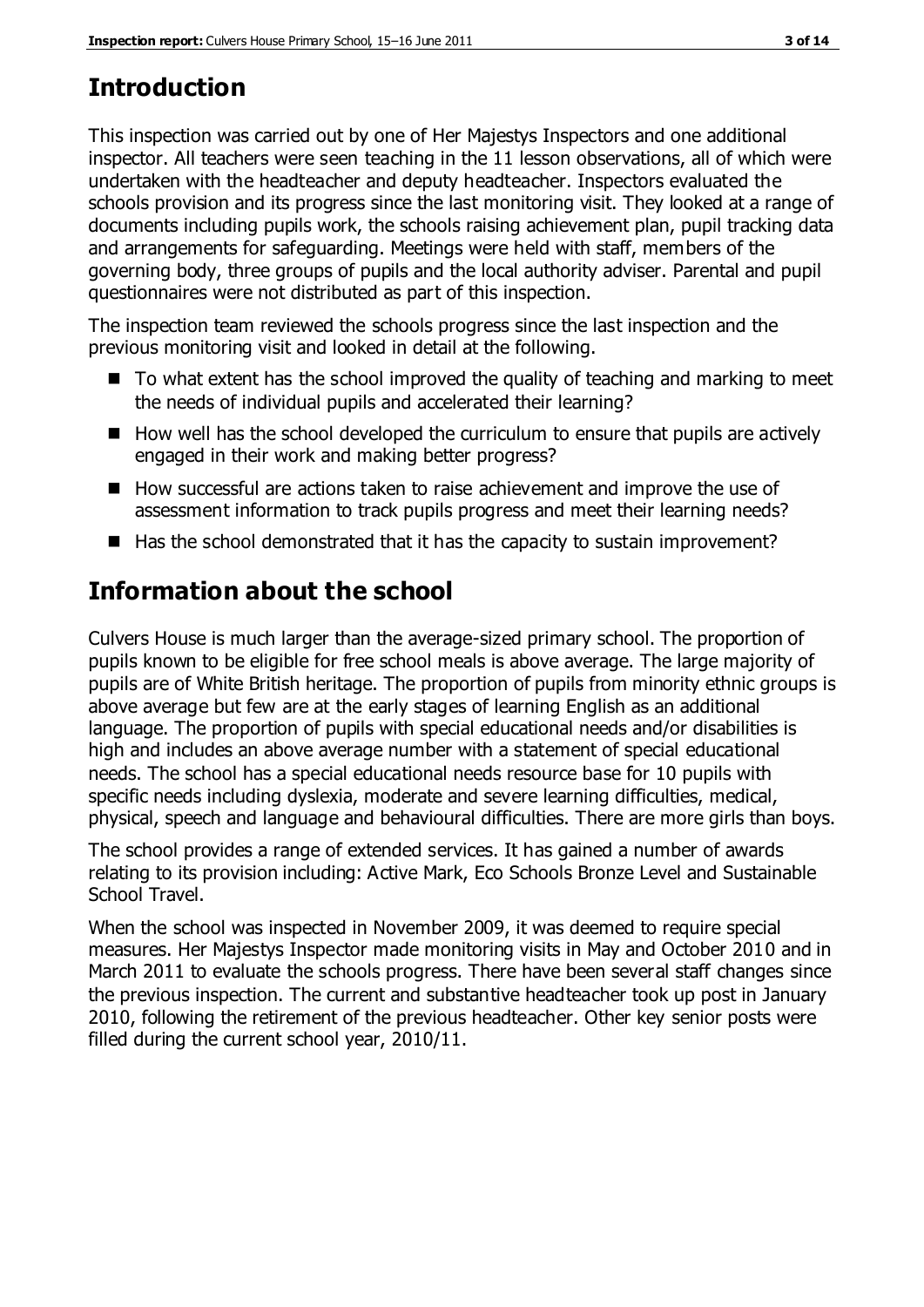## Introduction

This inspection was carried out by one of Her Majestys Inspectors and one additional inspector. All teachers were seen teaching in the 11 lesson observations, all of which were undertaken with the headteacher and deputy headteacher. Inspectors evaluated the schools provision and its progress since the last monitoring visit. They looked at a range of documents including pupils work, the schools raising achievement plan, pupil tracking data and arrangements for safeguarding. Meetings were held with staff, members of the governing body, three groups of pupils and the local authority adviser. Parental and pupil questionnaires were not distributed as part of this inspection.

The inspection team reviewed the schools progress since the last inspection and the previous monitoring visit and looked in detail at the following.

- To what extent has the school improved the quality of teaching and marking to meet the needs of individual pupils and accelerated their learning?
- How well has the school developed the curriculum to ensure that pupils are actively engaged in their work and making better progress?
- How successful are actions taken to raise achievement and improve the use of assessment information to track pupils progress and meet their learning needs?
- Has the school demonstrated that it has the capacity to sustain improvement?

## Information about the school

Culvers House is much larger than the average-sized primary school. The proportion of pupils known to be eligible for free school meals is above average. The large majority of pupils are of White British heritage. The proportion of pupils from minority ethnic groups is above average but few are at the early stages of learning English as an additional language. The proportion of pupils with special educational needs and/or disabilities is high and includes an above average number with a statement of special educational needs. The school has a special educational needs resource base for 10 pupils with specific needs including dyslexia, moderate and severe learning difficulties, medical, physical, speech and language and behavioural difficulties. There are more girls than boys.

The school provides a range of extended services. It has gained a number of awards relating to its provision including: Active Mark, Eco Schools Bronze Level and Sustainable School Travel.

When the school was inspected in November 2009, it was deemed to require special measures. Her Majestys Inspector made monitoring visits in May and October 2010 and in March 2011 to evaluate the schools progress. There have been several staff changes since the previous inspection. The current and substantive headteacher took up post in January 2010, following the retirement of the previous headteacher. Other key senior posts were filled during the current school year, 2010/11.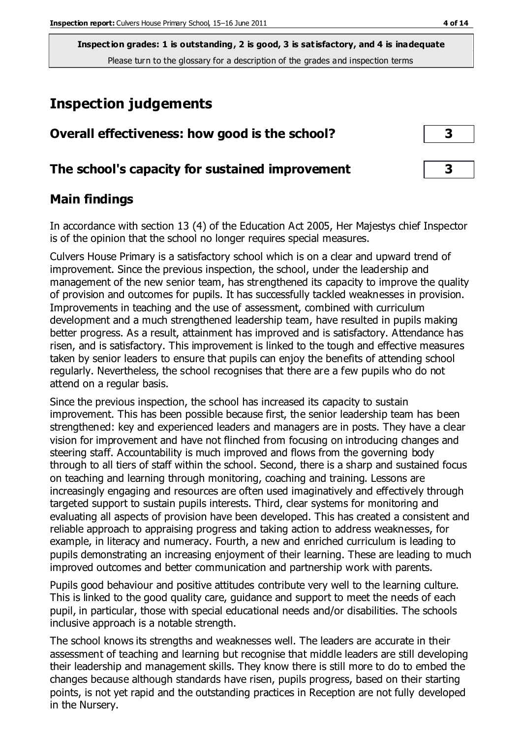**Inspection grades: 1 is outstanding, 2 is good, 3 is satisfactory, and 4 is inadequate**
Please turn to the glossary for a description of the grades and inspection terms

# Inspection judgements

## Overall effectiveness: how good is the school? — 3

## The school's capacity for sustained improvement — 3

## Main findings

In accordance with section 13 (4) of the Education Act 2005, Her Majestys chief Inspector is of the opinion that the school no longer requires special measures.

Culvers House Primary is a satisfactory school which is on a clear and upward trend of improvement. Since the previous inspection, the school, under the leadership and management of the new senior team, has strengthened its capacity to improve the quality of provision and outcomes for pupils. It has successfully tackled weaknesses in provision. Improvements in teaching and the use of assessment, combined with curriculum development and a much strengthened leadership team, have resulted in pupils making better progress. As a result, attainment has improved and is satisfactory. Attendance has risen, and is satisfactory. This improvement is linked to the tough and effective measures taken by senior leaders to ensure that pupils can enjoy the benefits of attending school regularly. Nevertheless, the school recognises that there are a few pupils who do not attend on a regular basis.

Since the previous inspection, the school has increased its capacity to sustain improvement. This has been possible because first, the senior leadership team has been strengthened: key and experienced leaders and managers are in posts. They have a clear vision for improvement and have not flinched from focusing on introducing changes and steering staff. Accountability is much improved and flows from the governing body through to all tiers of staff within the school. Second, there is a sharp and sustained focus on teaching and learning through monitoring, coaching and training. Lessons are increasingly engaging and resources are often used imaginatively and effectively through targeted support to sustain pupils interests. Third, clear systems for monitoring and evaluating all aspects of provision have been developed. This has created a consistent and reliable approach to appraising progress and taking action to address weaknesses, for example, in literacy and numeracy. Fourth, a new and enriched curriculum is leading to pupils demonstrating an increasing enjoyment of their learning. These are leading to much improved outcomes and better communication and partnership work with parents.

Pupils good behaviour and positive attitudes contribute very well to the learning culture. This is linked to the good quality care, guidance and support to meet the needs of each pupil, in particular, those with special educational needs and/or disabilities. The schools inclusive approach is a notable strength.

The school knows its strengths and weaknesses well. The leaders are accurate in their assessment of teaching and learning but recognise that middle leaders are still developing their leadership and management skills. They know there is still more to do to embed the changes because although standards have risen, pupils progress, based on their starting points, is not yet rapid and the outstanding practices in Reception are not fully developed in the Nursery.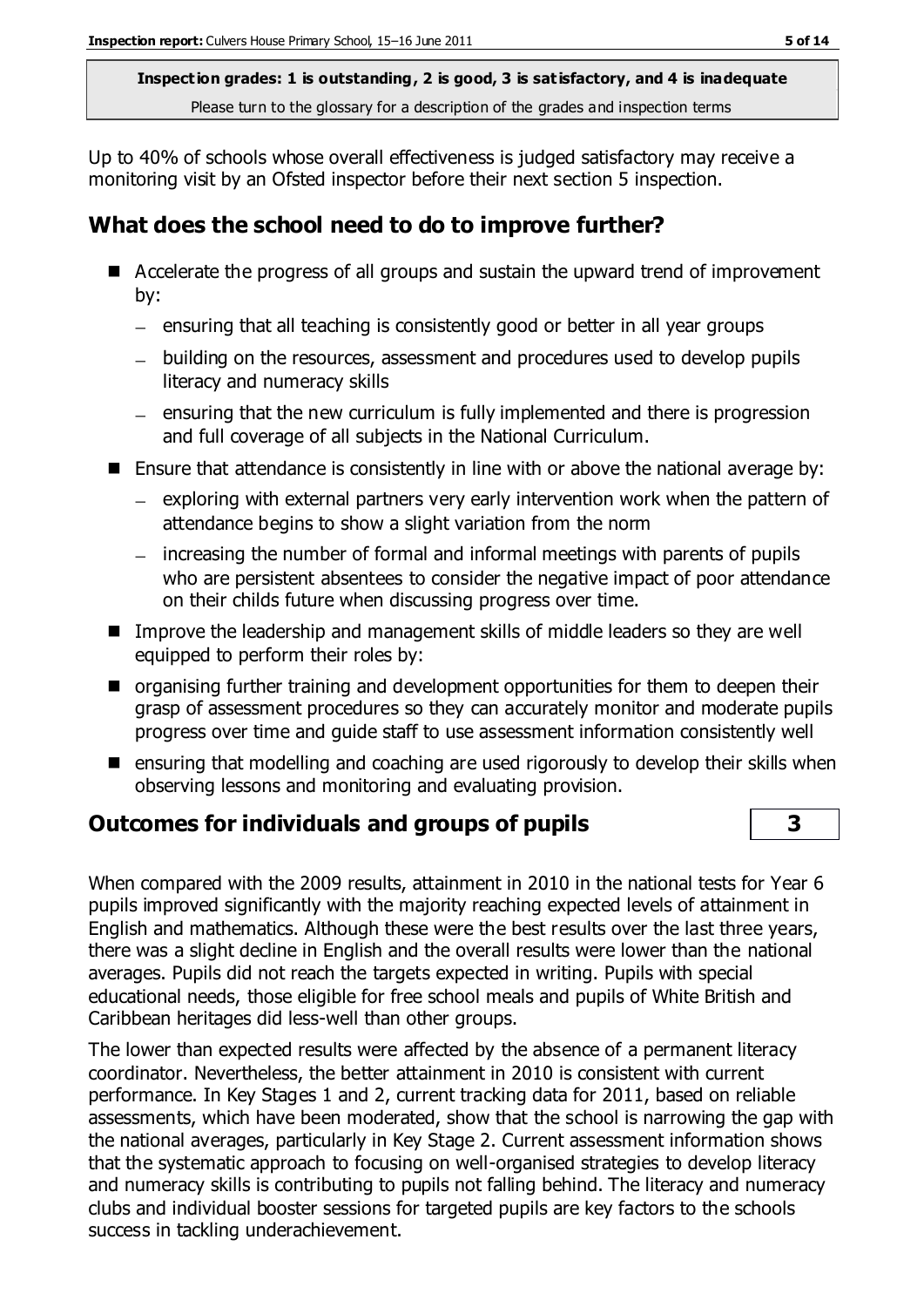**Inspection grades: 1 is outstanding, 2 is good, 3 is satisfactory, and 4 is inadequate**

Please turn to the glossary for a description of the grades and inspection terms

Up to 40% of schools whose overall effectiveness is judged satisfactory may receive a monitoring visit by an Ofsted inspector before their next section 5 inspection.

## What does the school need to do to improve further?

- Accelerate the progress of all groups and sustain the upward trend of improvement by:
  - ensuring that all teaching is consistently good or better in all year groups
  - building on the resources, assessment and procedures used to develop pupils literacy and numeracy skills
  - ensuring that the new curriculum is fully implemented and there is progression and full coverage of all subjects in the National Curriculum.
- Ensure that attendance is consistently in line with or above the national average by:
  - exploring with external partners very early intervention work when the pattern of attendance begins to show a slight variation from the norm
  - increasing the number of formal and informal meetings with parents of pupils who are persistent absentees to consider the negative impact of poor attendance on their childs future when discussing progress over time.
- Improve the leadership and management skills of middle leaders so they are well equipped to perform their roles by:
- organising further training and development opportunities for them to deepen their grasp of assessment procedures so they can accurately monitor and moderate pupils progress over time and guide staff to use assessment information consistently well
- ensuring that modelling and coaching are used rigorously to develop their skills when observing lessons and monitoring and evaluating provision.

## Outcomes for individuals and groups of pupils | 3

When compared with the 2009 results, attainment in 2010 in the national tests for Year 6 pupils improved significantly with the majority reaching expected levels of attainment in English and mathematics. Although these were the best results over the last three years, there was a slight decline in English and the overall results were lower than the national averages. Pupils did not reach the targets expected in writing. Pupils with special educational needs, those eligible for free school meals and pupils of White British and Caribbean heritages did less-well than other groups.

The lower than expected results were affected by the absence of a permanent literacy coordinator. Nevertheless, the better attainment in 2010 is consistent with current performance. In Key Stages 1 and 2, current tracking data for 2011, based on reliable assessments, which have been moderated, show that the school is narrowing the gap with the national averages, particularly in Key Stage 2. Current assessment information shows that the systematic approach to focusing on well-organised strategies to develop literacy and numeracy skills is contributing to pupils not falling behind. The literacy and numeracy clubs and individual booster sessions for targeted pupils are key factors to the schools success in tackling underachievement.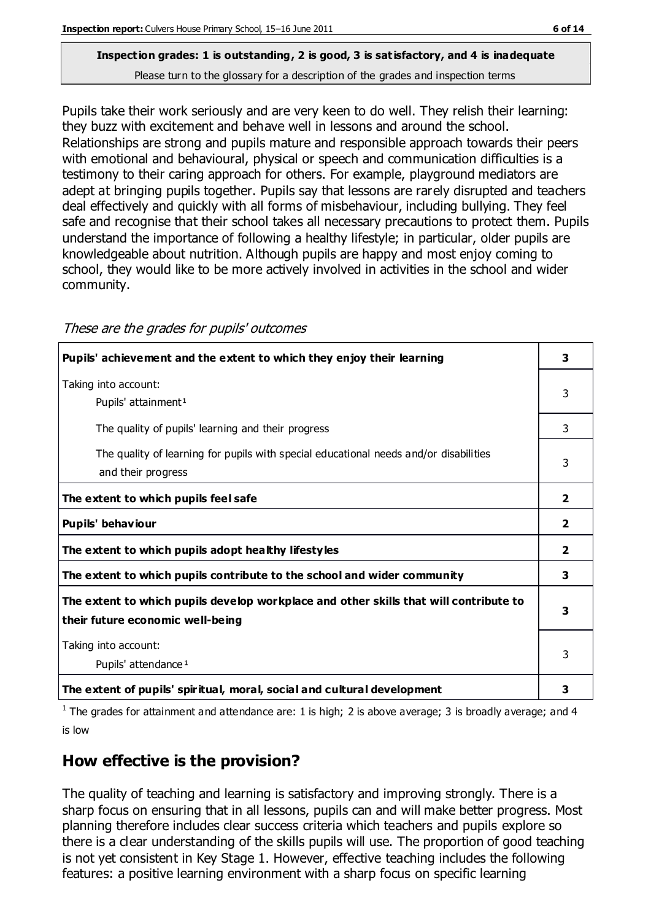**Inspection grades: 1 is outstanding, 2 is good, 3 is satisfactory, and 4 is inadequate**
Please turn to the glossary for a description of the grades and inspection terms

Pupils take their work seriously and are very keen to do well. They relish their learning: they buzz with excitement and behave well in lessons and around the school. Relationships are strong and pupils mature and responsible approach towards their peers with emotional and behavioural, physical or speech and communication difficulties is a testimony to their caring approach for others. For example, playground mediators are adept at bringing pupils together. Pupils say that lessons are rarely disrupted and teachers deal effectively and quickly with all forms of misbehaviour, including bullying. They feel safe and recognise that their school takes all necessary precautions to protect them. Pupils understand the importance of following a healthy lifestyle; in particular, older pupils are knowledgeable about nutrition. Although pupils are happy and most enjoy coming to school, they would like to be more actively involved in activities in the school and wider community.

*These are the grades for pupils' outcomes*

| | |
|---|---|
| **Pupils' achievement and the extent to which they enjoy their learning** | **3** |
| Taking into account: Pupils' attainment[1] | 3 |
| The quality of pupils' learning and their progress | 3 |
| The quality of learning for pupils with special educational needs and/or disabilities and their progress | 3 |
| **The extent to which pupils feel safe** | **2** |
| **Pupils' behaviour** | **2** |
| **The extent to which pupils adopt healthy lifestyles** | **2** |
| **The extent to which pupils contribute to the school and wider community** | **3** |
| **The extent to which pupils develop workplace and other skills that will contribute to their future economic well-being** | **3** |
| Taking into account: Pupils' attendance[1] | 3 |
| **The extent of pupils' spiritual, moral, social and cultural development** | **3** |

[1] The grades for attainment and attendance are: 1 is high; 2 is above average; 3 is broadly average; and 4 is low

## How effective is the provision?

The quality of teaching and learning is satisfactory and improving strongly. There is a sharp focus on ensuring that in all lessons, pupils can and will make better progress. Most planning therefore includes clear success criteria which teachers and pupils explore so there is a clear understanding of the skills pupils will use. The proportion of good teaching is not yet consistent in Key Stage 1. However, effective teaching includes the following features: a positive learning environment with a sharp focus on specific learning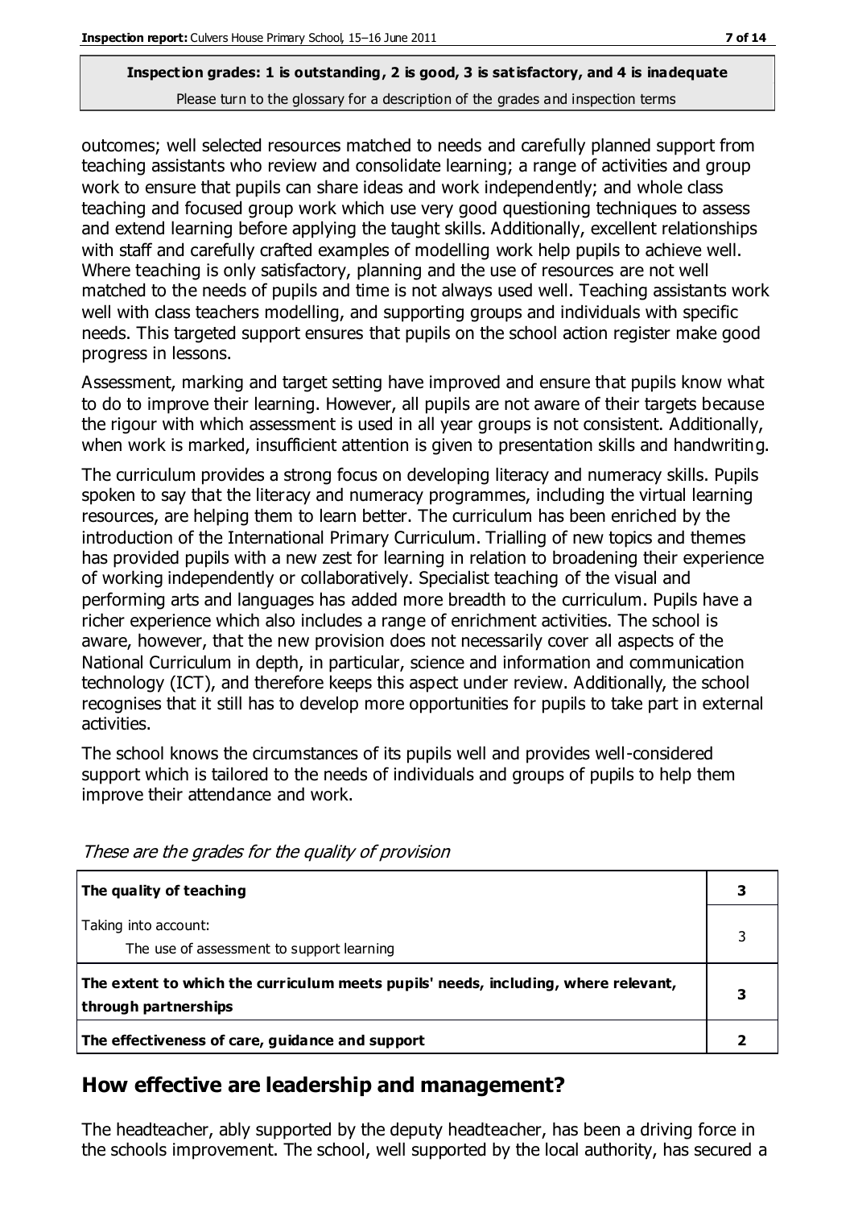**Inspection grades: 1 is outstanding, 2 is good, 3 is satisfactory, and 4 is inadequate**

Please turn to the glossary for a description of the grades and inspection terms

outcomes; well selected resources matched to needs and carefully planned support from teaching assistants who review and consolidate learning; a range of activities and group work to ensure that pupils can share ideas and work independently; and whole class teaching and focused group work which use very good questioning techniques to assess and extend learning before applying the taught skills. Additionally, excellent relationships with staff and carefully crafted examples of modelling work help pupils to achieve well. Where teaching is only satisfactory, planning and the use of resources are not well matched to the needs of pupils and time is not always used well. Teaching assistants work well with class teachers modelling, and supporting groups and individuals with specific needs. This targeted support ensures that pupils on the school action register make good progress in lessons.

Assessment, marking and target setting have improved and ensure that pupils know what to do to improve their learning. However, all pupils are not aware of their targets because the rigour with which assessment is used in all year groups is not consistent. Additionally, when work is marked, insufficient attention is given to presentation skills and handwriting.

The curriculum provides a strong focus on developing literacy and numeracy skills. Pupils spoken to say that the literacy and numeracy programmes, including the virtual learning resources, are helping them to learn better. The curriculum has been enriched by the introduction of the International Primary Curriculum. Trialling of new topics and themes has provided pupils with a new zest for learning in relation to broadening their experience of working independently or collaboratively. Specialist teaching of the visual and performing arts and languages has added more breadth to the curriculum. Pupils have a richer experience which also includes a range of enrichment activities. The school is aware, however, that the new provision does not necessarily cover all aspects of the National Curriculum in depth, in particular, science and information and communication technology (ICT), and therefore keeps this aspect under review. Additionally, the school recognises that it still has to develop more opportunities for pupils to take part in external activities.

The school knows the circumstances of its pupils well and provides well-considered support which is tailored to the needs of individuals and groups of pupils to help them improve their attendance and work.

*These are the grades for the quality of provision*

| | |
|---|---|
| **The quality of teaching** | **3** |
| Taking into account:<br>The use of assessment to support learning | 3 |
| **The extent to which the curriculum meets pupils' needs, including, where relevant, through partnerships** | **3** |
| **The effectiveness of care, guidance and support** | **2** |

## How effective are leadership and management?

The headteacher, ably supported by the deputy headteacher, has been a driving force in the schools improvement. The school, well supported by the local authority, has secured a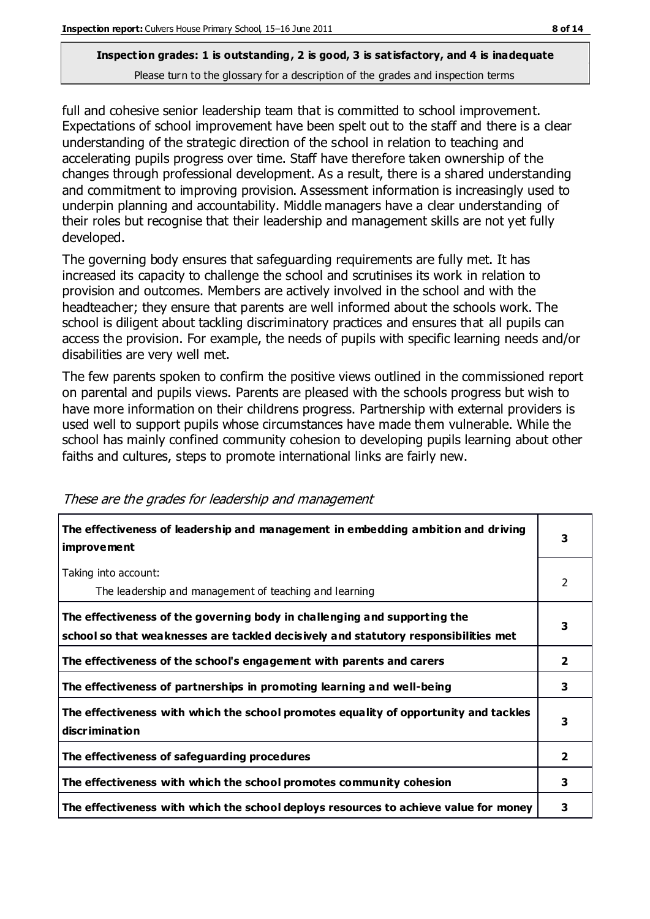**Inspection grades: 1 is outstanding, 2 is good, 3 is satisfactory, and 4 is inadequate**

Please turn to the glossary for a description of the grades and inspection terms

full and cohesive senior leadership team that is committed to school improvement. Expectations of school improvement have been spelt out to the staff and there is a clear understanding of the strategic direction of the school in relation to teaching and accelerating pupils progress over time. Staff have therefore taken ownership of the changes through professional development. As a result, there is a shared understanding and commitment to improving provision. Assessment information is increasingly used to underpin planning and accountability. Middle managers have a clear understanding of their roles but recognise that their leadership and management skills are not yet fully developed.

The governing body ensures that safeguarding requirements are fully met. It has increased its capacity to challenge the school and scrutinises its work in relation to provision and outcomes. Members are actively involved in the school and with the headteacher; they ensure that parents are well informed about the schools work. The school is diligent about tackling discriminatory practices and ensures that all pupils can access the provision. For example, the needs of pupils with specific learning needs and/or disabilities are very well met.

The few parents spoken to confirm the positive views outlined in the commissioned report on parental and pupils views. Parents are pleased with the schools progress but wish to have more information on their childrens progress. Partnership with external providers is used well to support pupils whose circumstances have made them vulnerable. While the school has mainly confined community cohesion to developing pupils learning about other faiths and cultures, steps to promote international links are fairly new.

*These are the grades for leadership and management*

| | |
|---|---|
| **The effectiveness of leadership and management in embedding ambition and driving improvement** | **3** |
| Taking into account:<br>The leadership and management of teaching and learning | 2 |
| **The effectiveness of the governing body in challenging and supporting the school so that weaknesses are tackled decisively and statutory responsibilities met** | **3** |
| **The effectiveness of the school's engagement with parents and carers** | **2** |
| **The effectiveness of partnerships in promoting learning and well-being** | **3** |
| **The effectiveness with which the school promotes equality of opportunity and tackles discrimination** | **3** |
| **The effectiveness of safeguarding procedures** | **2** |
| **The effectiveness with which the school promotes community cohesion** | **3** |
| **The effectiveness with which the school deploys resources to achieve value for money** | **3** |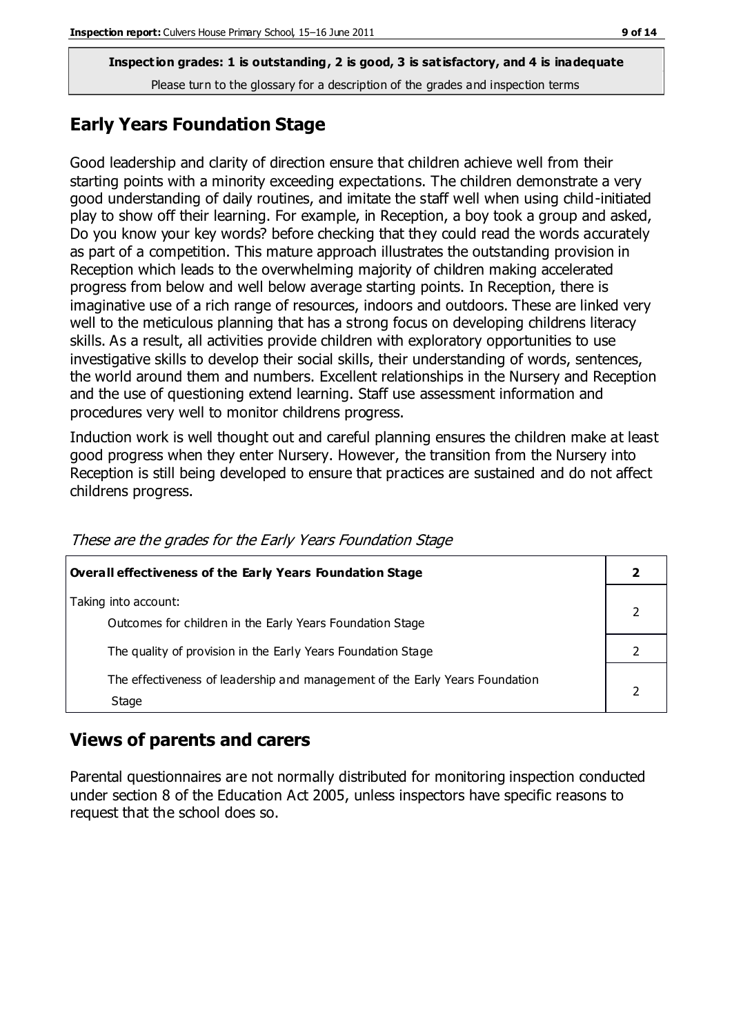**Inspection grades: 1 is outstanding, 2 is good, 3 is satisfactory, and 4 is inadequate**
Please turn to the glossary for a description of the grades and inspection terms

## Early Years Foundation Stage

Good leadership and clarity of direction ensure that children achieve well from their starting points with a minority exceeding expectations. The children demonstrate a very good understanding of daily routines, and imitate the staff well when using child-initiated play to show off their learning. For example, in Reception, a boy took a group and asked, Do you know your key words? before checking that they could read the words accurately as part of a competition. This mature approach illustrates the outstanding provision in Reception which leads to the overwhelming majority of children making accelerated progress from below and well below average starting points. In Reception, there is imaginative use of a rich range of resources, indoors and outdoors. These are linked very well to the meticulous planning that has a strong focus on developing childrens literacy skills. As a result, all activities provide children with exploratory opportunities to use investigative skills to develop their social skills, their understanding of words, sentences, the world around them and numbers. Excellent relationships in the Nursery and Reception and the use of questioning extend learning. Staff use assessment information and procedures very well to monitor childrens progress.

Induction work is well thought out and careful planning ensures the children make at least good progress when they enter Nursery. However, the transition from the Nursery into Reception is still being developed to ensure that practices are sustained and do not affect childrens progress.

*These are the grades for the Early Years Foundation Stage*

| **Overall effectiveness of the Early Years Foundation Stage** | **2** |
|---|---|
| Taking into account: Outcomes for children in the Early Years Foundation Stage | 2 |
| The quality of provision in the Early Years Foundation Stage | 2 |
| The effectiveness of leadership and management of the Early Years Foundation Stage | 2 |

## Views of parents and carers

Parental questionnaires are not normally distributed for monitoring inspection conducted under section 8 of the Education Act 2005, unless inspectors have specific reasons to request that the school does so.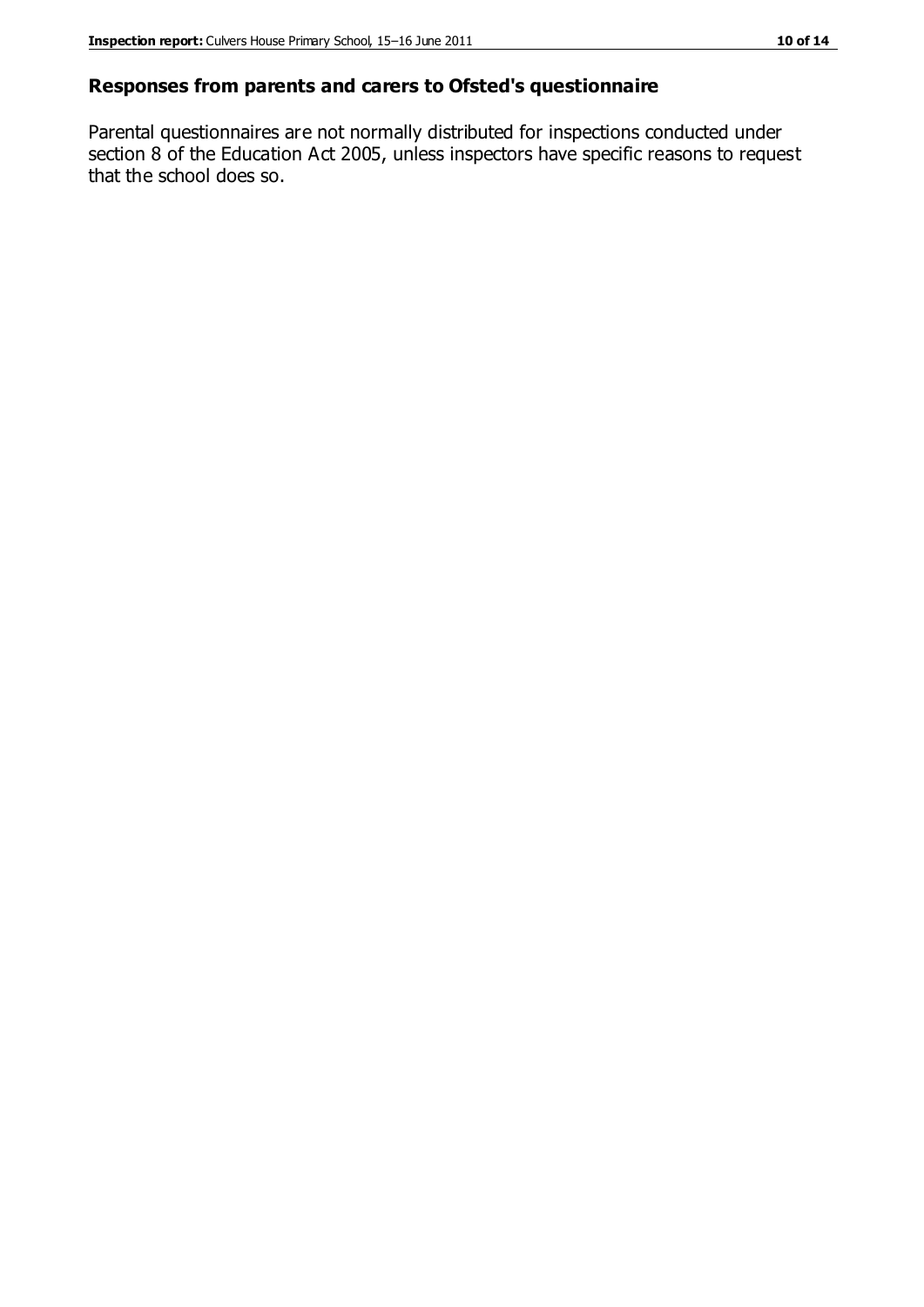## Responses from parents and carers to Ofsted's questionnaire

Parental questionnaires are not normally distributed for inspections conducted under section 8 of the Education Act 2005, unless inspectors have specific reasons to request that the school does so.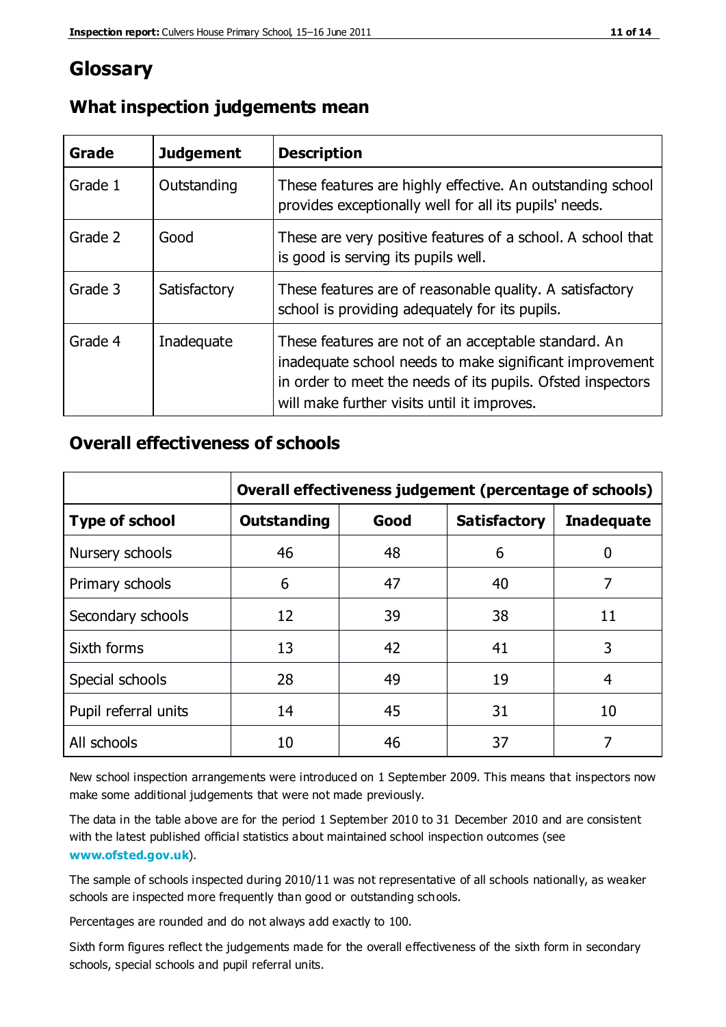# Glossary

## What inspection judgements mean

| Grade | Judgement | Description |
| --- | --- | --- |
| Grade 1 | Outstanding | These features are highly effective. An outstanding school provides exceptionally well for all its pupils' needs. |
| Grade 2 | Good | These are very positive features of a school. A school that is good is serving its pupils well. |
| Grade 3 | Satisfactory | These features are of reasonable quality. A satisfactory school is providing adequately for its pupils. |
| Grade 4 | Inadequate | These features are not of an acceptable standard. An inadequate school needs to make significant improvement in order to meet the needs of its pupils. Ofsted inspectors will make further visits until it improves. |

## Overall effectiveness of schools

| | Overall effectiveness judgement (percentage of schools) | | | |
| --- | --- | --- | --- | --- |
| **Type of school** | **Outstanding** | **Good** | **Satisfactory** | **Inadequate** |
| Nursery schools | 46 | 48 | 6 | 0 |
| Primary schools | 6 | 47 | 40 | 7 |
| Secondary schools | 12 | 39 | 38 | 11 |
| Sixth forms | 13 | 42 | 41 | 3 |
| Special schools | 28 | 49 | 19 | 4 |
| Pupil referral units | 14 | 45 | 31 | 10 |
| All schools | 10 | 46 | 37 | 7 |

New school inspection arrangements were introduced on 1 September 2009. This means that inspectors now make some additional judgements that were not made previously.

The data in the table above are for the period 1 September 2010 to 31 December 2010 and are consistent with the latest published official statistics about maintained school inspection outcomes (see **www.ofsted.gov.uk**).

The sample of schools inspected during 2010/11 was not representative of all schools nationally, as weaker schools are inspected more frequently than good or outstanding schools.

Percentages are rounded and do not always add exactly to 100.

Sixth form figures reflect the judgements made for the overall effectiveness of the sixth form in secondary schools, special schools and pupil referral units.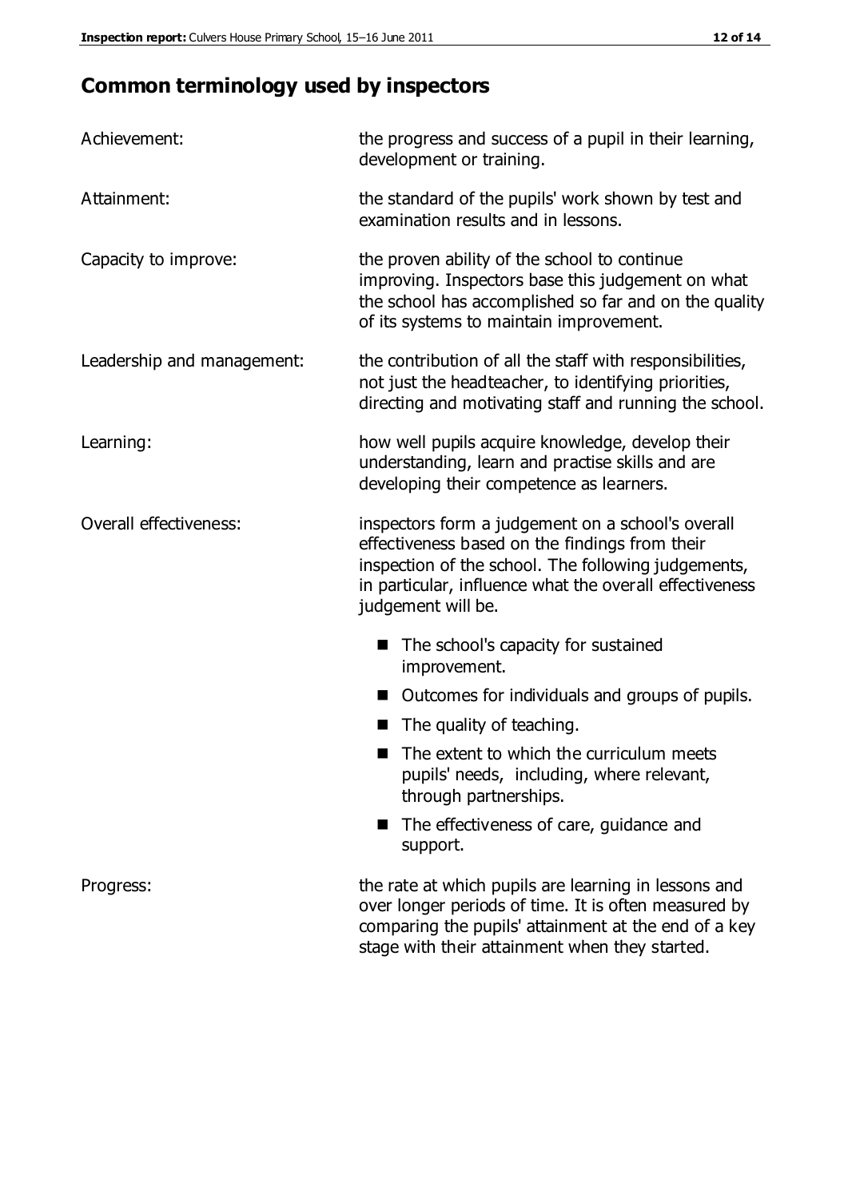## Common terminology used by inspectors

**Achievement:** the progress and success of a pupil in their learning, development or training.

**Attainment:** the standard of the pupils' work shown by test and examination results and in lessons.

**Capacity to improve:** the proven ability of the school to continue improving. Inspectors base this judgement on what the school has accomplished so far and on the quality of its systems to maintain improvement.

**Leadership and management:** the contribution of all the staff with responsibilities, not just the headteacher, to identifying priorities, directing and motivating staff and running the school.

**Learning:** how well pupils acquire knowledge, develop their understanding, learn and practise skills and are developing their competence as learners.

**Overall effectiveness:** inspectors form a judgement on a school's overall effectiveness based on the findings from their inspection of the school. The following judgements, in particular, influence what the overall effectiveness judgement will be.

- The school's capacity for sustained improvement.
- Outcomes for individuals and groups of pupils.
- The quality of teaching.
- The extent to which the curriculum meets pupils' needs, including, where relevant, through partnerships.
- The effectiveness of care, guidance and support.

**Progress:** the rate at which pupils are learning in lessons and over longer periods of time. It is often measured by comparing the pupils' attainment at the end of a key stage with their attainment when they started.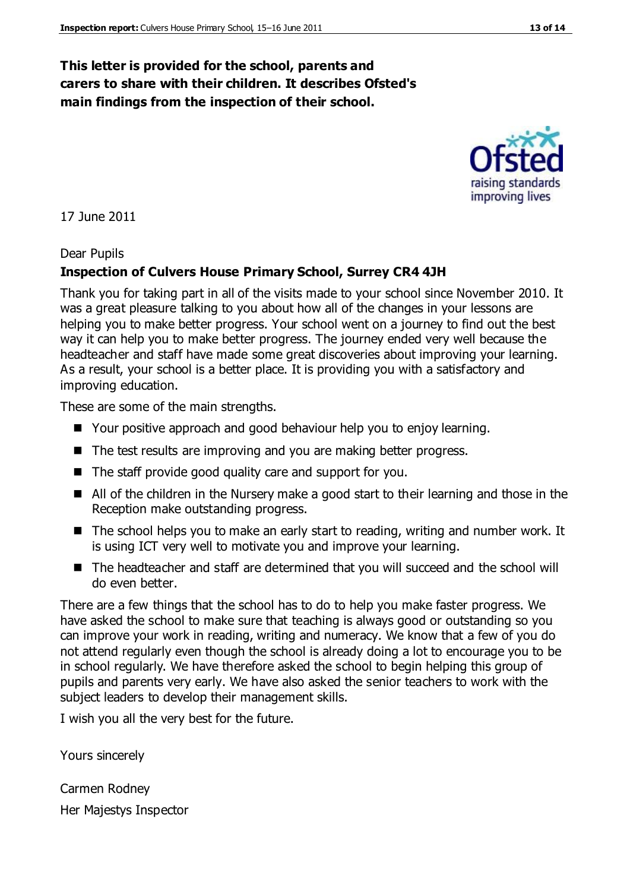**This letter is provided for the school, parents and carers to share with their children. It describes Ofsted's main findings from the inspection of their school.**

17 June 2011

Dear Pupils

**Inspection of Culvers House Primary School, Surrey CR4 4JH**

Thank you for taking part in all of the visits made to your school since November 2010. It was a great pleasure talking to you about how all of the changes in your lessons are helping you to make better progress. Your school went on a journey to find out the best way it can help you to make better progress. The journey ended very well because the headteacher and staff have made some great discoveries about improving your learning. As a result, your school is a better place. It is providing you with a satisfactory and improving education.

These are some of the main strengths.

- Your positive approach and good behaviour help you to enjoy learning.
- The test results are improving and you are making better progress.
- The staff provide good quality care and support for you.
- All of the children in the Nursery make a good start to their learning and those in the Reception make outstanding progress.
- The school helps you to make an early start to reading, writing and number work. It is using ICT very well to motivate you and improve your learning.
- The headteacher and staff are determined that you will succeed and the school will do even better.

There are a few things that the school has to do to help you make faster progress. We have asked the school to make sure that teaching is always good or outstanding so you can improve your work in reading, writing and numeracy. We know that a few of you do not attend regularly even though the school is already doing a lot to encourage you to be in school regularly. We have therefore asked the school to begin helping this group of pupils and parents very early. We have also asked the senior teachers to work with the subject leaders to develop their management skills.

I wish you all the very best for the future.

Yours sincerely

Carmen Rodney

Her Majestys Inspector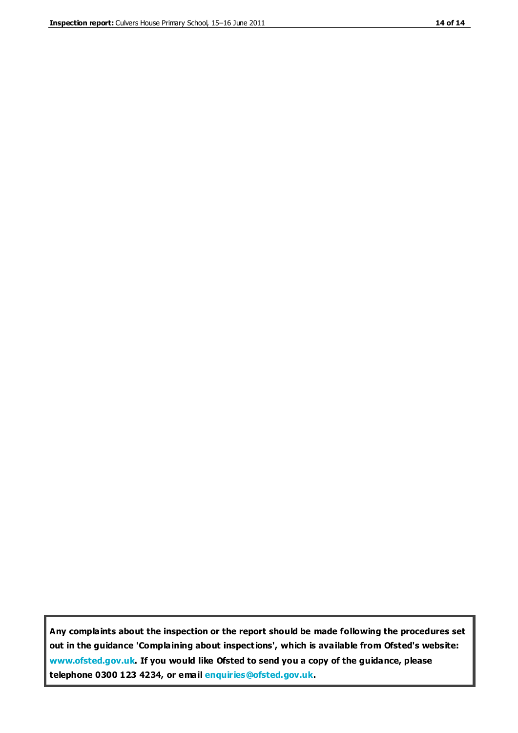**Any complaints about the inspection or the report should be made following the procedures set out in the guidance 'Complaining about inspections', which is available from Ofsted's website: www.ofsted.gov.uk. If you would like Ofsted to send you a copy of the guidance, please telephone 0300 123 4234, or email enquiries@ofsted.gov.uk.**